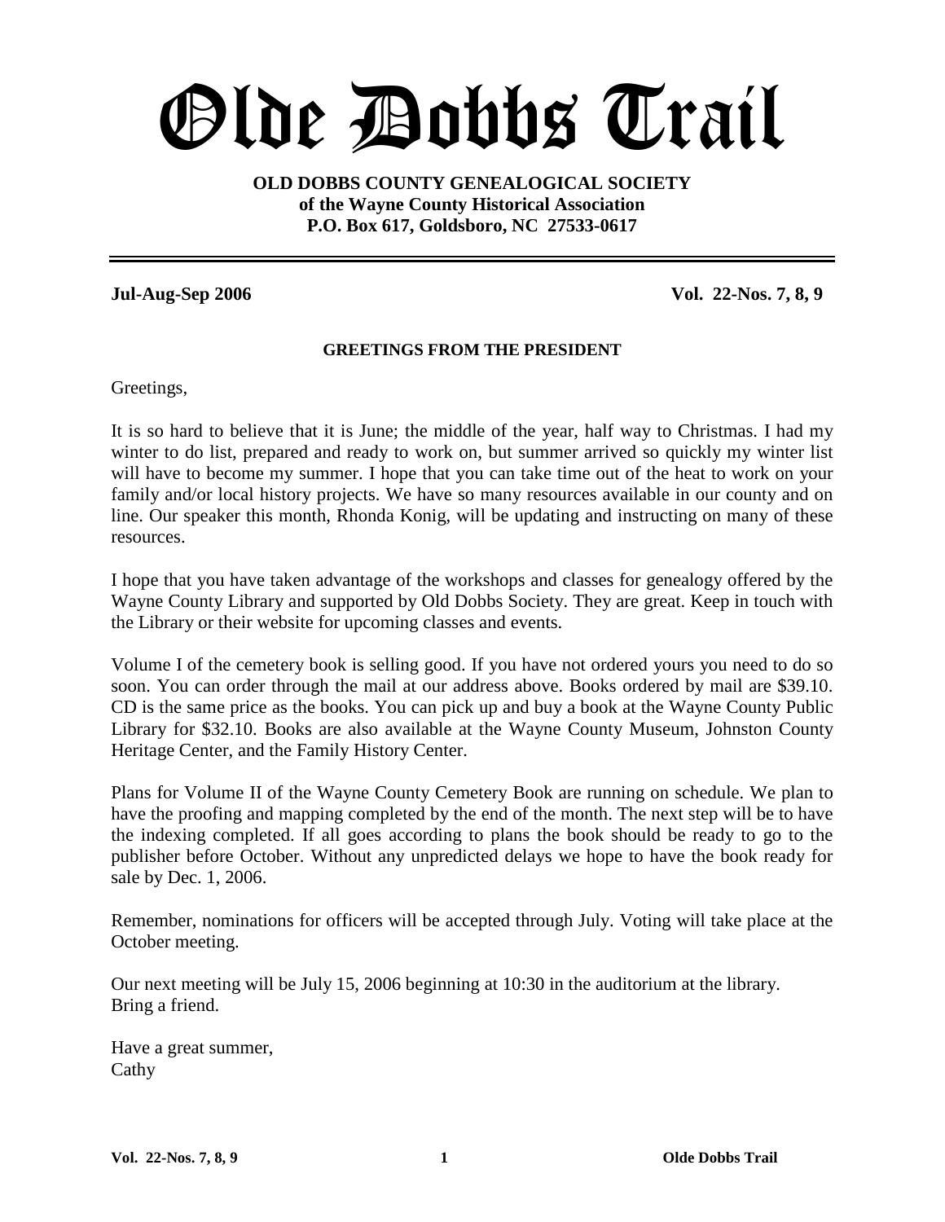# Olde Dobbs Trail

**OLD DOBBS COUNTY GENEALOGICAL SOCIETY**
**of the Wayne County Historical Association**
**P.O. Box 617, Goldsboro, NC 27533-0617**

---

**Jul-Aug-Sep 2006** **Vol. 22-Nos. 7, 8, 9**

## GREETINGS FROM THE PRESIDENT

Greetings,

It is so hard to believe that it is June; the middle of the year, half way to Christmas. I had my winter to do list, prepared and ready to work on, but summer arrived so quickly my winter list will have to become my summer. I hope that you can take time out of the heat to work on your family and/or local history projects. We have so many resources available in our county and on line. Our speaker this month, Rhonda Konig, will be updating and instructing on many of these resources.

I hope that you have taken advantage of the workshops and classes for genealogy offered by the Wayne County Library and supported by Old Dobbs Society. They are great. Keep in touch with the Library or their website for upcoming classes and events.

Volume I of the cemetery book is selling good. If you have not ordered yours you need to do so soon. You can order through the mail at our address above. Books ordered by mail are $39.10. CD is the same price as the books. You can pick up and buy a book at the Wayne County Public Library for $32.10. Books are also available at the Wayne County Museum, Johnston County Heritage Center, and the Family History Center.

Plans for Volume II of the Wayne County Cemetery Book are running on schedule. We plan to have the proofing and mapping completed by the end of the month. The next step will be to have the indexing completed. If all goes according to plans the book should be ready to go to the publisher before October. Without any unpredicted delays we hope to have the book ready for sale by Dec. 1, 2006.

Remember, nominations for officers will be accepted through July. Voting will take place at the October meeting.

Our next meeting will be July 15, 2006 beginning at 10:30 in the auditorium at the library.
Bring a friend.

Have a great summer,
Cathy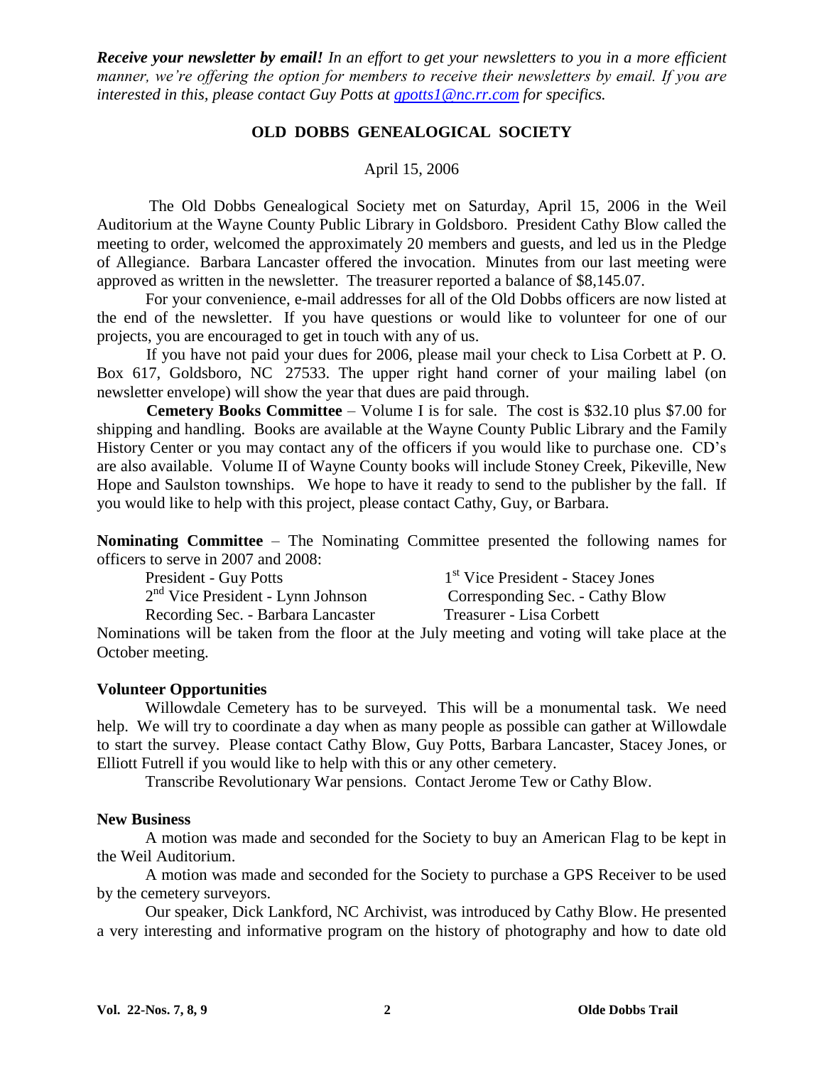***Receive your newsletter by email!*** *In an effort to get your newsletters to you in a more efficient manner, we're offering the option for members to receive their newsletters by email. If you are interested in this, please contact Guy Potts at [gpotts1@nc.rr.com](mailto:gpotts1@nc.rr.com) for specifics.*

## OLD DOBBS GENEALOGICAL SOCIETY

April 15, 2006

The Old Dobbs Genealogical Society met on Saturday, April 15, 2006 in the Weil Auditorium at the Wayne County Public Library in Goldsboro. President Cathy Blow called the meeting to order, welcomed the approximately 20 members and guests, and led us in the Pledge of Allegiance. Barbara Lancaster offered the invocation. Minutes from our last meeting were approved as written in the newsletter. The treasurer reported a balance of $8,145.07.

For your convenience, e-mail addresses for all of the Old Dobbs officers are now listed at the end of the newsletter. If you have questions or would like to volunteer for one of our projects, you are encouraged to get in touch with any of us.

If you have not paid your dues for 2006, please mail your check to Lisa Corbett at P. O. Box 617, Goldsboro, NC 27533. The upper right hand corner of your mailing label (on newsletter envelope) will show the year that dues are paid through.

**Cemetery Books Committee** – Volume I is for sale. The cost is $32.10 plus $7.00 for shipping and handling. Books are available at the Wayne County Public Library and the Family History Center or you may contact any of the officers if you would like to purchase one. CD's are also available. Volume II of Wayne County books will include Stoney Creek, Pikeville, New Hope and Saulston townships. We hope to have it ready to send to the publisher by the fall. If you would like to help with this project, please contact Cathy, Guy, or Barbara.

**Nominating Committee** – The Nominating Committee presented the following names for officers to serve in 2007 and 2008:

- President - Guy Potts
- 1st Vice President - Stacey Jones
- 2nd Vice President - Lynn Johnson
- Corresponding Sec. - Cathy Blow
- Recording Sec. - Barbara Lancaster
- Treasurer - Lisa Corbett

Nominations will be taken from the floor at the July meeting and voting will take place at the October meeting.

### Volunteer Opportunities

Willowdale Cemetery has to be surveyed. This will be a monumental task. We need help. We will try to coordinate a day when as many people as possible can gather at Willowdale to start the survey. Please contact Cathy Blow, Guy Potts, Barbara Lancaster, Stacey Jones, or Elliott Futrell if you would like to help with this or any other cemetery.

Transcribe Revolutionary War pensions. Contact Jerome Tew or Cathy Blow.

### New Business

A motion was made and seconded for the Society to buy an American Flag to be kept in the Weil Auditorium.

A motion was made and seconded for the Society to purchase a GPS Receiver to be used by the cemetery surveyors.

Our speaker, Dick Lankford, NC Archivist, was introduced by Cathy Blow. He presented a very interesting and informative program on the history of photography and how to date old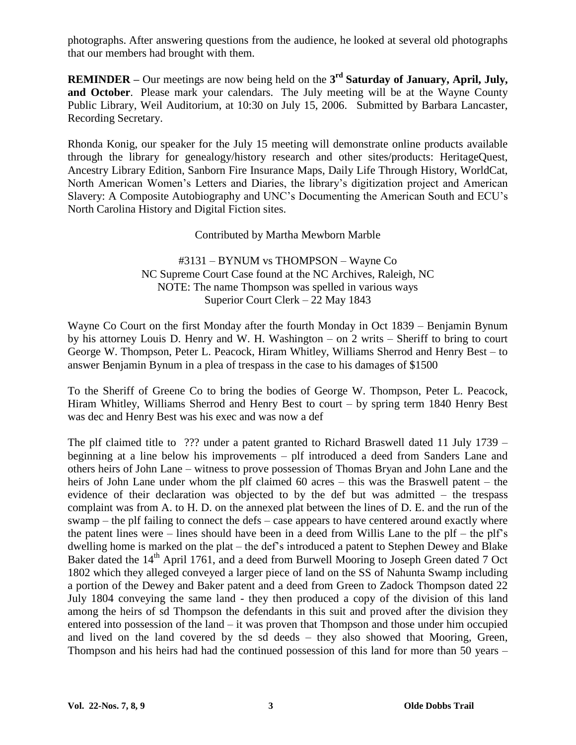photographs. After answering questions from the audience, he looked at several old photographs that our members had brought with them.

**REMINDER –** Our meetings are now being held on the **3rd Saturday of January, April, July, and October**. Please mark your calendars. The July meeting will be at the Wayne County Public Library, Weil Auditorium, at 10:30 on July 15, 2006. Submitted by Barbara Lancaster, Recording Secretary.

Rhonda Konig, our speaker for the July 15 meeting will demonstrate online products available through the library for genealogy/history research and other sites/products: HeritageQuest, Ancestry Library Edition, Sanborn Fire Insurance Maps, Daily Life Through History, WorldCat, North American Women's Letters and Diaries, the library's digitization project and American Slavery: A Composite Autobiography and UNC's Documenting the American South and ECU's North Carolina History and Digital Fiction sites.

Contributed by Martha Mewborn Marble

#3131 – BYNUM vs THOMPSON – Wayne Co
NC Supreme Court Case found at the NC Archives, Raleigh, NC
NOTE: The name Thompson was spelled in various ways
Superior Court Clerk – 22 May 1843

Wayne Co Court on the first Monday after the fourth Monday in Oct 1839 – Benjamin Bynum by his attorney Louis D. Henry and W. H. Washington – on 2 writs – Sheriff to bring to court George W. Thompson, Peter L. Peacock, Hiram Whitley, Williams Sherrod and Henry Best – to answer Benjamin Bynum in a plea of trespass in the case to his damages of $1500

To the Sheriff of Greene Co to bring the bodies of George W. Thompson, Peter L. Peacock, Hiram Whitley, Williams Sherrod and Henry Best to court – by spring term 1840 Henry Best was dec and Henry Best was his exec and was now a def

The plf claimed title to ??? under a patent granted to Richard Braswell dated 11 July 1739 – beginning at a line below his improvements – plf introduced a deed from Sanders Lane and others heirs of John Lane – witness to prove possession of Thomas Bryan and John Lane and the heirs of John Lane under whom the plf claimed 60 acres – this was the Braswell patent – the evidence of their declaration was objected to by the def but was admitted – the trespass complaint was from A. to H. D. on the annexed plat between the lines of D. E. and the run of the swamp – the plf failing to connect the defs – case appears to have centered around exactly where the patent lines were – lines should have been in a deed from Willis Lane to the plf – the plf's dwelling home is marked on the plat – the def's introduced a patent to Stephen Dewey and Blake Baker dated the 14th April 1761, and a deed from Burwell Mooring to Joseph Green dated 7 Oct 1802 which they alleged conveyed a larger piece of land on the SS of Nahunta Swamp including a portion of the Dewey and Baker patent and a deed from Green to Zadock Thompson dated 22 July 1804 conveying the same land - they then produced a copy of the division of this land among the heirs of sd Thompson the defendants in this suit and proved after the division they entered into possession of the land – it was proven that Thompson and those under him occupied and lived on the land covered by the sd deeds – they also showed that Mooring, Green, Thompson and his heirs had had the continued possession of this land for more than 50 years –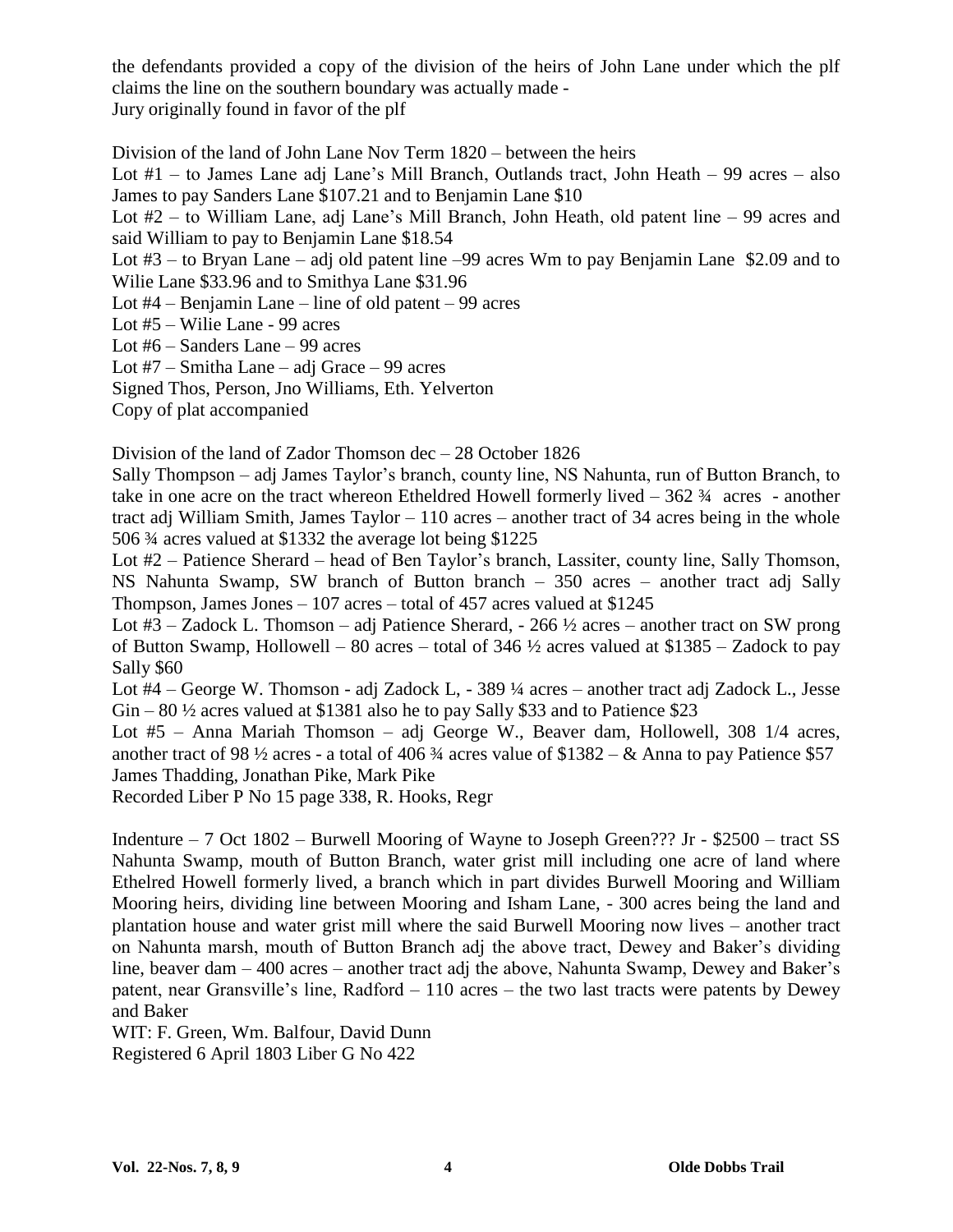the defendants provided a copy of the division of the heirs of John Lane under which the plf claims the line on the southern boundary was actually made -
Jury originally found in favor of the plf

Division of the land of John Lane Nov Term 1820 – between the heirs
Lot #1 – to James Lane adj Lane's Mill Branch, Outlands tract, John Heath – 99 acres – also James to pay Sanders Lane $107.21 and to Benjamin Lane $10
Lot #2 – to William Lane, adj Lane's Mill Branch, John Heath, old patent line – 99 acres and said William to pay to Benjamin Lane $18.54
Lot #3 – to Bryan Lane – adj old patent line –99 acres Wm to pay Benjamin Lane $2.09 and to Wilie Lane $33.96 and to Smithya Lane $31.96
Lot #4 – Benjamin Lane – line of old patent – 99 acres
Lot #5 – Wilie Lane - 99 acres
Lot #6 – Sanders Lane – 99 acres
Lot #7 – Smitha Lane – adj Grace – 99 acres
Signed Thos, Person, Jno Williams, Eth. Yelverton
Copy of plat accompanied

Division of the land of Zador Thomson dec – 28 October 1826
Sally Thompson – adj James Taylor's branch, county line, NS Nahunta, run of Button Branch, to take in one acre on the tract whereon Etheldred Howell formerly lived – 362 ¾ acres - another tract adj William Smith, James Taylor – 110 acres – another tract of 34 acres being in the whole 506 ¾ acres valued at $1332 the average lot being $1225
Lot #2 – Patience Sherard – head of Ben Taylor's branch, Lassiter, county line, Sally Thomson, NS Nahunta Swamp, SW branch of Button branch – 350 acres – another tract adj Sally Thompson, James Jones – 107 acres – total of 457 acres valued at $1245
Lot #3 – Zadock L. Thomson – adj Patience Sherard, - 266 ½ acres – another tract on SW prong of Button Swamp, Hollowell – 80 acres – total of 346 ½ acres valued at $1385 – Zadock to pay Sally $60
Lot #4 – George W. Thomson - adj Zadock L, - 389 ¼ acres – another tract adj Zadock L., Jesse Gin – 80 ½ acres valued at $1381 also he to pay Sally $33 and to Patience $23
Lot #5 – Anna Mariah Thomson – adj George W., Beaver dam, Hollowell, 308 1/4 acres, another tract of 98 ½ acres - a total of 406 ¾ acres value of $1382 – & Anna to pay Patience $57
James Thadding, Jonathan Pike, Mark Pike
Recorded Liber P No 15 page 338, R. Hooks, Regr

Indenture – 7 Oct 1802 – Burwell Mooring of Wayne to Joseph Green??? Jr - $2500 – tract SS Nahunta Swamp, mouth of Button Branch, water grist mill including one acre of land where Ethelred Howell formerly lived, a branch which in part divides Burwell Mooring and William Mooring heirs, dividing line between Mooring and Isham Lane, - 300 acres being the land and plantation house and water grist mill where the said Burwell Mooring now lives – another tract on Nahunta marsh, mouth of Button Branch adj the above tract, Dewey and Baker's dividing line, beaver dam – 400 acres – another tract adj the above, Nahunta Swamp, Dewey and Baker's patent, near Gransville's line, Radford – 110 acres – the two last tracts were patents by Dewey and Baker
WIT: F. Green, Wm. Balfour, David Dunn
Registered 6 April 1803 Liber G No 422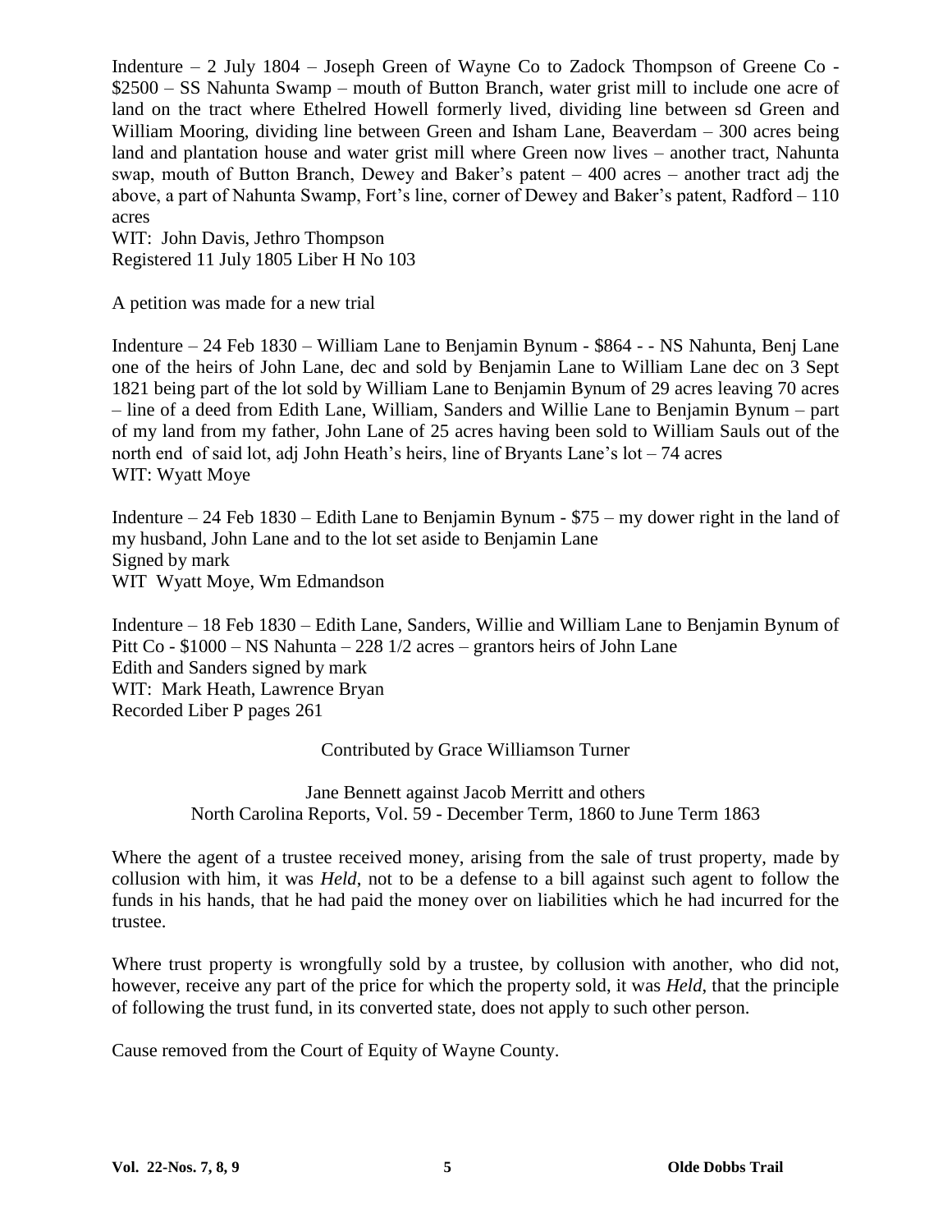Indenture – 2 July 1804 – Joseph Green of Wayne Co to Zadock Thompson of Greene Co - $2500 – SS Nahunta Swamp – mouth of Button Branch, water grist mill to include one acre of land on the tract where Ethelred Howell formerly lived, dividing line between sd Green and William Mooring, dividing line between Green and Isham Lane, Beaverdam – 300 acres being land and plantation house and water grist mill where Green now lives – another tract, Nahunta swap, mouth of Button Branch, Dewey and Baker's patent – 400 acres – another tract adj the above, a part of Nahunta Swamp, Fort's line, corner of Dewey and Baker's patent, Radford – 110 acres
WIT: John Davis, Jethro Thompson
Registered 11 July 1805 Liber H No 103

A petition was made for a new trial

Indenture – 24 Feb 1830 – William Lane to Benjamin Bynum - $864 - - NS Nahunta, Benj Lane one of the heirs of John Lane, dec and sold by Benjamin Lane to William Lane dec on 3 Sept 1821 being part of the lot sold by William Lane to Benjamin Bynum of 29 acres leaving 70 acres – line of a deed from Edith Lane, William, Sanders and Willie Lane to Benjamin Bynum – part of my land from my father, John Lane of 25 acres having been sold to William Sauls out of the north end of said lot, adj John Heath's heirs, line of Bryants Lane's lot – 74 acres
WIT: Wyatt Moye

Indenture – 24 Feb 1830 – Edith Lane to Benjamin Bynum - $75 – my dower right in the land of my husband, John Lane and to the lot set aside to Benjamin Lane
Signed by mark
WIT Wyatt Moye, Wm Edmandson

Indenture – 18 Feb 1830 – Edith Lane, Sanders, Willie and William Lane to Benjamin Bynum of Pitt Co - $1000 – NS Nahunta – 228 1/2 acres – grantors heirs of John Lane
Edith and Sanders signed by mark
WIT: Mark Heath, Lawrence Bryan
Recorded Liber P pages 261

Contributed by Grace Williamson Turner

Jane Bennett against Jacob Merritt and others
North Carolina Reports, Vol. 59 - December Term, 1860 to June Term 1863

Where the agent of a trustee received money, arising from the sale of trust property, made by collusion with him, it was *Held*, not to be a defense to a bill against such agent to follow the funds in his hands, that he had paid the money over on liabilities which he had incurred for the trustee.

Where trust property is wrongfully sold by a trustee, by collusion with another, who did not, however, receive any part of the price for which the property sold, it was *Held*, that the principle of following the trust fund, in its converted state, does not apply to such other person.

Cause removed from the Court of Equity of Wayne County.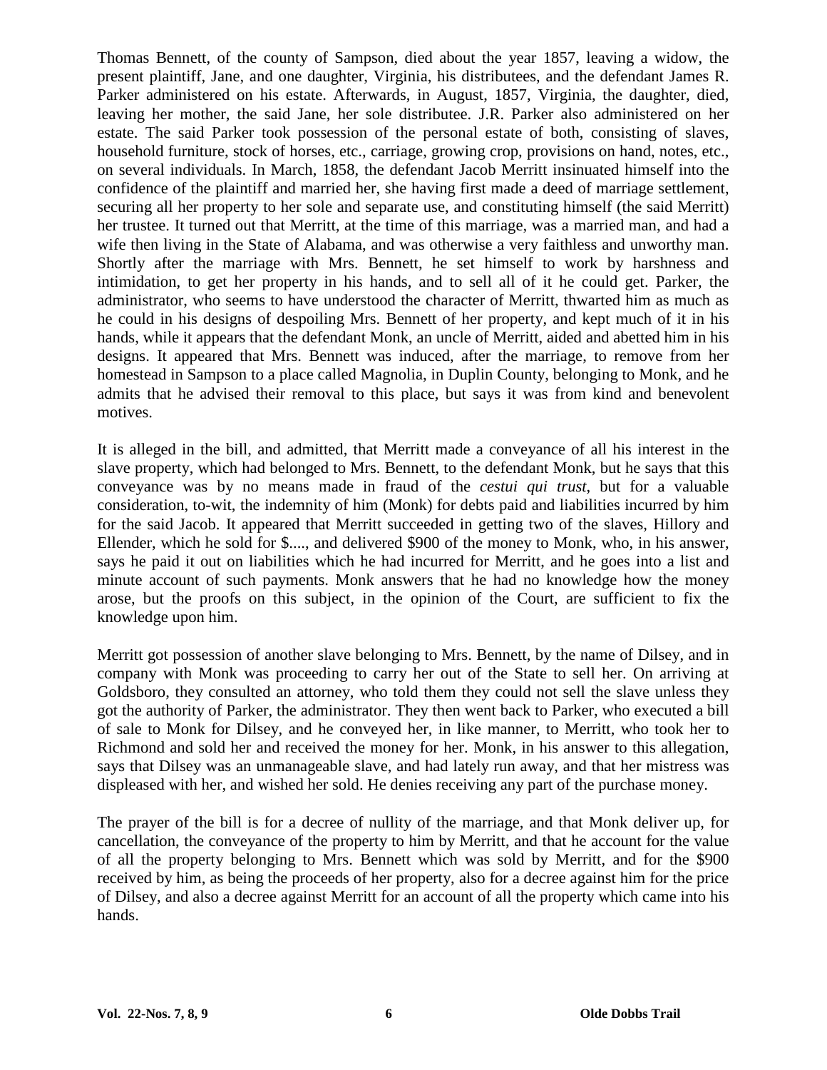Thomas Bennett, of the county of Sampson, died about the year 1857, leaving a widow, the present plaintiff, Jane, and one daughter, Virginia, his distributees, and the defendant James R. Parker administered on his estate. Afterwards, in August, 1857, Virginia, the daughter, died, leaving her mother, the said Jane, her sole distributee. J.R. Parker also administered on her estate. The said Parker took possession of the personal estate of both, consisting of slaves, household furniture, stock of horses, etc., carriage, growing crop, provisions on hand, notes, etc., on several individuals. In March, 1858, the defendant Jacob Merritt insinuated himself into the confidence of the plaintiff and married her, she having first made a deed of marriage settlement, securing all her property to her sole and separate use, and constituting himself (the said Merritt) her trustee. It turned out that Merritt, at the time of this marriage, was a married man, and had a wife then living in the State of Alabama, and was otherwise a very faithless and unworthy man. Shortly after the marriage with Mrs. Bennett, he set himself to work by harshness and intimidation, to get her property in his hands, and to sell all of it he could get. Parker, the administrator, who seems to have understood the character of Merritt, thwarted him as much as he could in his designs of despoiling Mrs. Bennett of her property, and kept much of it in his hands, while it appears that the defendant Monk, an uncle of Merritt, aided and abetted him in his designs. It appeared that Mrs. Bennett was induced, after the marriage, to remove from her homestead in Sampson to a place called Magnolia, in Duplin County, belonging to Monk, and he admits that he advised their removal to this place, but says it was from kind and benevolent motives.

It is alleged in the bill, and admitted, that Merritt made a conveyance of all his interest in the slave property, which had belonged to Mrs. Bennett, to the defendant Monk, but he says that this conveyance was by no means made in fraud of the *cestui qui trust*, but for a valuable consideration, to-wit, the indemnity of him (Monk) for debts paid and liabilities incurred by him for the said Jacob. It appeared that Merritt succeeded in getting two of the slaves, Hillory and Ellender, which he sold for $...., and delivered $900 of the money to Monk, who, in his answer, says he paid it out on liabilities which he had incurred for Merritt, and he goes into a list and minute account of such payments. Monk answers that he had no knowledge how the money arose, but the proofs on this subject, in the opinion of the Court, are sufficient to fix the knowledge upon him.

Merritt got possession of another slave belonging to Mrs. Bennett, by the name of Dilsey, and in company with Monk was proceeding to carry her out of the State to sell her. On arriving at Goldsboro, they consulted an attorney, who told them they could not sell the slave unless they got the authority of Parker, the administrator. They then went back to Parker, who executed a bill of sale to Monk for Dilsey, and he conveyed her, in like manner, to Merritt, who took her to Richmond and sold her and received the money for her. Monk, in his answer to this allegation, says that Dilsey was an unmanageable slave, and had lately run away, and that her mistress was displeased with her, and wished her sold. He denies receiving any part of the purchase money.

The prayer of the bill is for a decree of nullity of the marriage, and that Monk deliver up, for cancellation, the conveyance of the property to him by Merritt, and that he account for the value of all the property belonging to Mrs. Bennett which was sold by Merritt, and for the $900 received by him, as being the proceeds of her property, also for a decree against him for the price of Dilsey, and also a decree against Merritt for an account of all the property which came into his hands.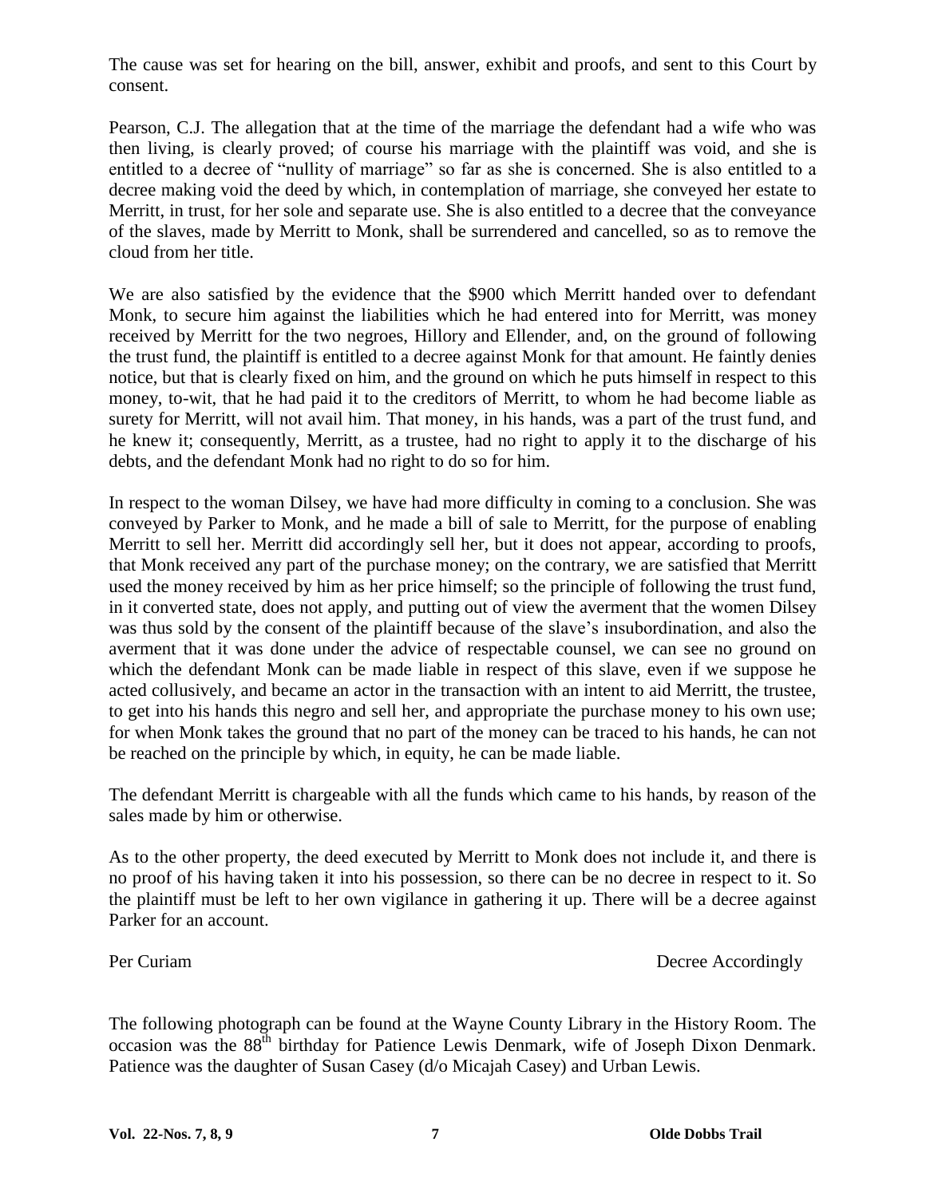The cause was set for hearing on the bill, answer, exhibit and proofs, and sent to this Court by consent.

Pearson, C.J. The allegation that at the time of the marriage the defendant had a wife who was then living, is clearly proved; of course his marriage with the plaintiff was void, and she is entitled to a decree of "nullity of marriage" so far as she is concerned. She is also entitled to a decree making void the deed by which, in contemplation of marriage, she conveyed her estate to Merritt, in trust, for her sole and separate use. She is also entitled to a decree that the conveyance of the slaves, made by Merritt to Monk, shall be surrendered and cancelled, so as to remove the cloud from her title.

We are also satisfied by the evidence that the $900 which Merritt handed over to defendant Monk, to secure him against the liabilities which he had entered into for Merritt, was money received by Merritt for the two negroes, Hillory and Ellender, and, on the ground of following the trust fund, the plaintiff is entitled to a decree against Monk for that amount. He faintly denies notice, but that is clearly fixed on him, and the ground on which he puts himself in respect to this money, to-wit, that he had paid it to the creditors of Merritt, to whom he had become liable as surety for Merritt, will not avail him. That money, in his hands, was a part of the trust fund, and he knew it; consequently, Merritt, as a trustee, had no right to apply it to the discharge of his debts, and the defendant Monk had no right to do so for him.

In respect to the woman Dilsey, we have had more difficulty in coming to a conclusion. She was conveyed by Parker to Monk, and he made a bill of sale to Merritt, for the purpose of enabling Merritt to sell her. Merritt did accordingly sell her, but it does not appear, according to proofs, that Monk received any part of the purchase money; on the contrary, we are satisfied that Merritt used the money received by him as her price himself; so the principle of following the trust fund, in it converted state, does not apply, and putting out of view the averment that the women Dilsey was thus sold by the consent of the plaintiff because of the slave's insubordination, and also the averment that it was done under the advice of respectable counsel, we can see no ground on which the defendant Monk can be made liable in respect of this slave, even if we suppose he acted collusively, and became an actor in the transaction with an intent to aid Merritt, the trustee, to get into his hands this negro and sell her, and appropriate the purchase money to his own use; for when Monk takes the ground that no part of the money can be traced to his hands, he can not be reached on the principle by which, in equity, he can be made liable.

The defendant Merritt is chargeable with all the funds which came to his hands, by reason of the sales made by him or otherwise.

As to the other property, the deed executed by Merritt to Monk does not include it, and there is no proof of his having taken it into his possession, so there can be no decree in respect to it. So the plaintiff must be left to her own vigilance in gathering it up. There will be a decree against Parker for an account.

Per Curiam Decree Accordingly

The following photograph can be found at the Wayne County Library in the History Room. The occasion was the 88th birthday for Patience Lewis Denmark, wife of Joseph Dixon Denmark. Patience was the daughter of Susan Casey (d/o Micajah Casey) and Urban Lewis.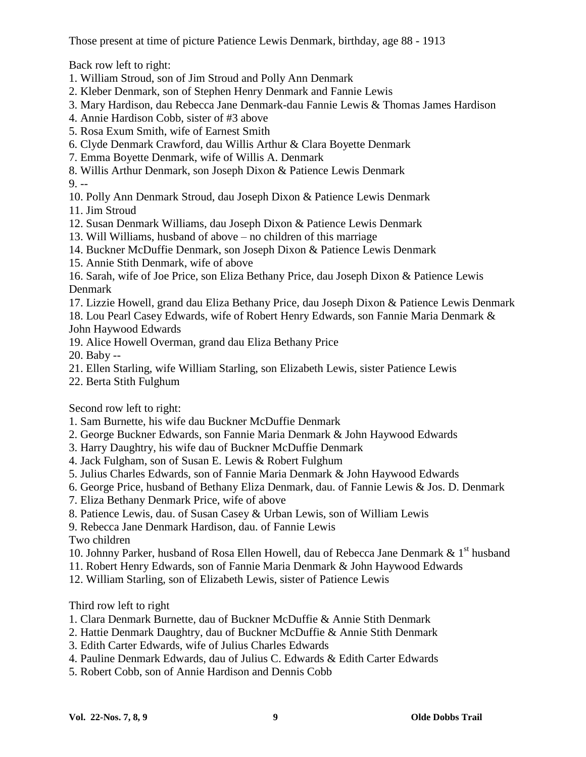Those present at time of picture Patience Lewis Denmark, birthday, age 88 - 1913

Back row left to right:

1. William Stroud, son of Jim Stroud and Polly Ann Denmark
2. Kleber Denmark, son of Stephen Henry Denmark and Fannie Lewis
3. Mary Hardison, dau Rebecca Jane Denmark-dau Fannie Lewis & Thomas James Hardison
4. Annie Hardison Cobb, sister of #3 above
5. Rosa Exum Smith, wife of Earnest Smith
6. Clyde Denmark Crawford, dau Willis Arthur & Clara Boyette Denmark
7. Emma Boyette Denmark, wife of Willis A. Denmark
8. Willis Arthur Denmark, son Joseph Dixon & Patience Lewis Denmark
9. --
10. Polly Ann Denmark Stroud, dau Joseph Dixon & Patience Lewis Denmark
11. Jim Stroud
12. Susan Denmark Williams, dau Joseph Dixon & Patience Lewis Denmark
13. Will Williams, husband of above – no children of this marriage
14. Buckner McDuffie Denmark, son Joseph Dixon & Patience Lewis Denmark
15. Annie Stith Denmark, wife of above
16. Sarah, wife of Joe Price, son Eliza Bethany Price, dau Joseph Dixon & Patience Lewis Denmark
17. Lizzie Howell, grand dau Eliza Bethany Price, dau Joseph Dixon & Patience Lewis Denmark
18. Lou Pearl Casey Edwards, wife of Robert Henry Edwards, son Fannie Maria Denmark & John Haywood Edwards
19. Alice Howell Overman, grand dau Eliza Bethany Price
20. Baby --
21. Ellen Starling, wife William Starling, son Elizabeth Lewis, sister Patience Lewis
22. Berta Stith Fulghum

Second row left to right:

1. Sam Burnette, his wife dau Buckner McDuffie Denmark
2. George Buckner Edwards, son Fannie Maria Denmark & John Haywood Edwards
3. Harry Daughtry, his wife dau of Buckner McDuffie Denmark
4. Jack Fulgham, son of Susan E. Lewis & Robert Fulghum
5. Julius Charles Edwards, son of Fannie Maria Denmark & John Haywood Edwards
6. George Price, husband of Bethany Eliza Denmark, dau. of Fannie Lewis & Jos. D. Denmark
7. Eliza Bethany Denmark Price, wife of above
8. Patience Lewis, dau. of Susan Casey & Urban Lewis, son of William Lewis
9. Rebecca Jane Denmark Hardison, dau. of Fannie Lewis

Two children

10. Johnny Parker, husband of Rosa Ellen Howell, dau of Rebecca Jane Denmark & 1st husband
11. Robert Henry Edwards, son of Fannie Maria Denmark & John Haywood Edwards
12. William Starling, son of Elizabeth Lewis, sister of Patience Lewis

Third row left to right

1. Clara Denmark Burnette, dau of Buckner McDuffie & Annie Stith Denmark
2. Hattie Denmark Daughtry, dau of Buckner McDuffie & Annie Stith Denmark
3. Edith Carter Edwards, wife of Julius Charles Edwards
4. Pauline Denmark Edwards, dau of Julius C. Edwards & Edith Carter Edwards
5. Robert Cobb, son of Annie Hardison and Dennis Cobb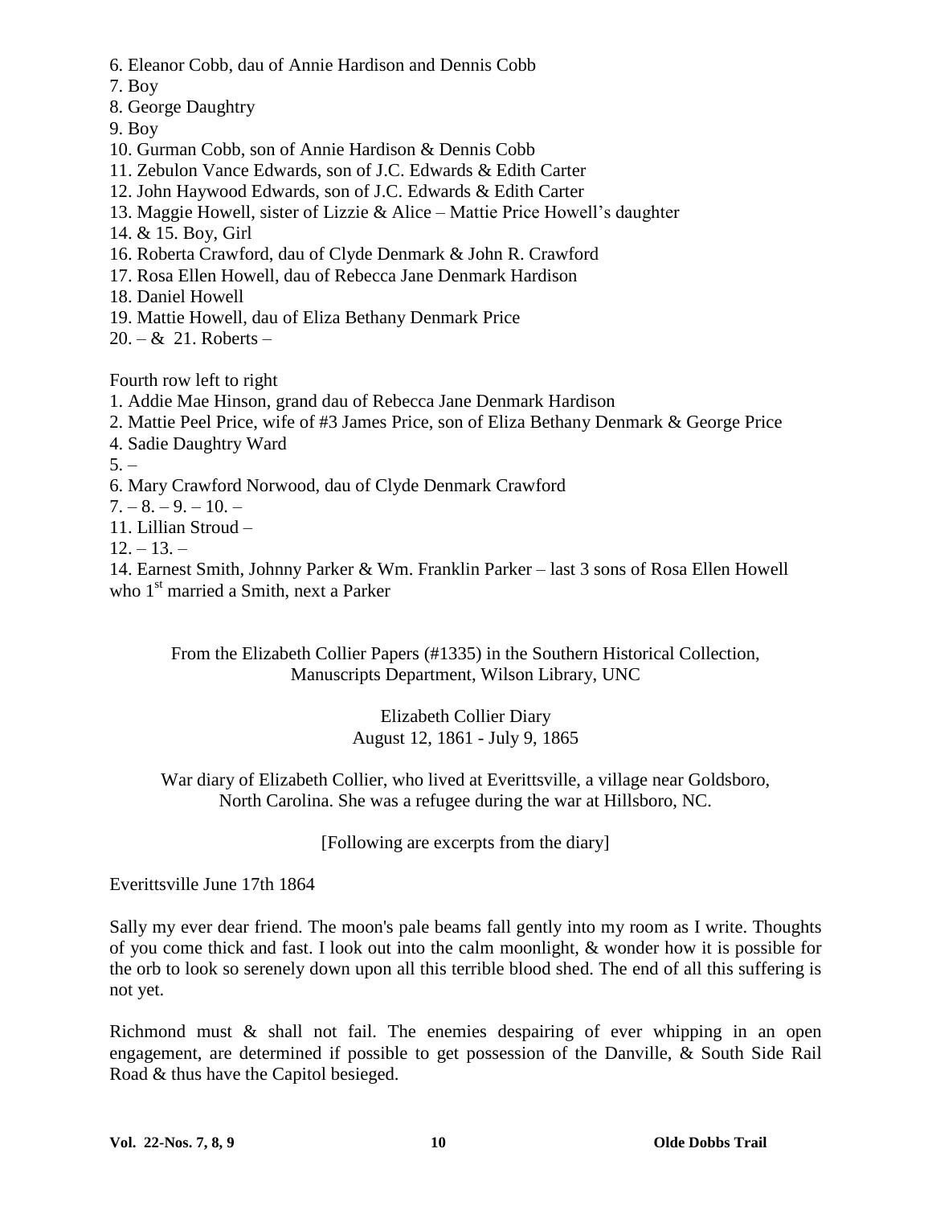6. Eleanor Cobb, dau of Annie Hardison and Dennis Cobb
7. Boy
8. George Daughtry
9. Boy
10. Gurman Cobb, son of Annie Hardison & Dennis Cobb
11. Zebulon Vance Edwards, son of J.C. Edwards & Edith Carter
12. John Haywood Edwards, son of J.C. Edwards & Edith Carter
13. Maggie Howell, sister of Lizzie & Alice – Mattie Price Howell's daughter
14. & 15. Boy, Girl
16. Roberta Crawford, dau of Clyde Denmark & John R. Crawford
17. Rosa Ellen Howell, dau of Rebecca Jane Denmark Hardison
18. Daniel Howell
19. Mattie Howell, dau of Eliza Bethany Denmark Price
20. – & 21. Roberts –

Fourth row left to right

1. Addie Mae Hinson, grand dau of Rebecca Jane Denmark Hardison
2. Mattie Peel Price, wife of #3 James Price, son of Eliza Bethany Denmark & George Price
4. Sadie Daughtry Ward
5. –
6. Mary Crawford Norwood, dau of Clyde Denmark Crawford
7. – 8. – 9. – 10. –
11. Lillian Stroud –
12. – 13. –
14. Earnest Smith, Johnny Parker & Wm. Franklin Parker – last 3 sons of Rosa Ellen Howell who 1st married a Smith, next a Parker

From the Elizabeth Collier Papers (#1335) in the Southern Historical Collection, Manuscripts Department, Wilson Library, UNC

Elizabeth Collier Diary
August 12, 1861 - July 9, 1865

War diary of Elizabeth Collier, who lived at Everittsville, a village near Goldsboro, North Carolina. She was a refugee during the war at Hillsboro, NC.

[Following are excerpts from the diary]

Everittsville June 17th 1864

Sally my ever dear friend. The moon's pale beams fall gently into my room as I write. Thoughts of you come thick and fast. I look out into the calm moonlight, & wonder how it is possible for the orb to look so serenely down upon all this terrible blood shed. The end of all this suffering is not yet.

Richmond must & shall not fail. The enemies despairing of ever whipping in an open engagement, are determined if possible to get possession of the Danville, & South Side Rail Road & thus have the Capitol besieged.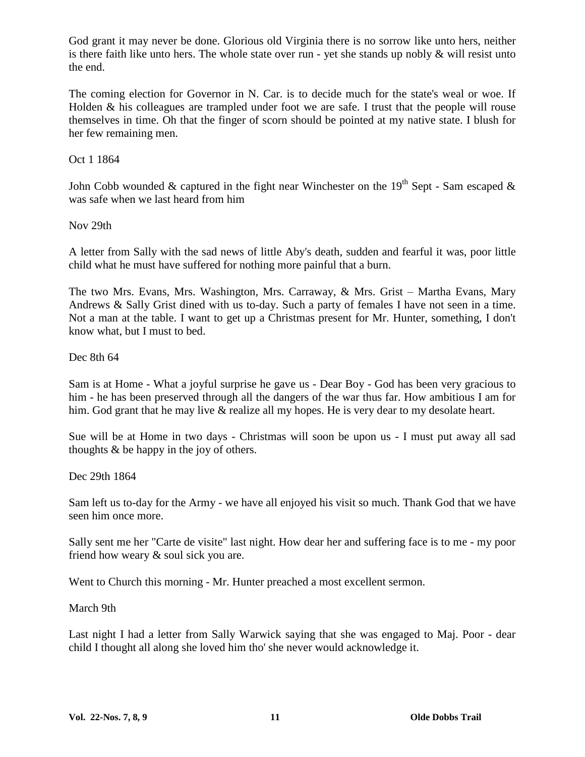God grant it may never be done. Glorious old Virginia there is no sorrow like unto hers, neither is there faith like unto hers. The whole state over run - yet she stands up nobly & will resist unto the end.

The coming election for Governor in N. Car. is to decide much for the state's weal or woe. If Holden & his colleagues are trampled under foot we are safe. I trust that the people will rouse themselves in time. Oh that the finger of scorn should be pointed at my native state. I blush for her few remaining men.

Oct 1 1864

John Cobb wounded & captured in the fight near Winchester on the 19th Sept - Sam escaped & was safe when we last heard from him

Nov 29th

A letter from Sally with the sad news of little Aby's death, sudden and fearful it was, poor little child what he must have suffered for nothing more painful that a burn.

The two Mrs. Evans, Mrs. Washington, Mrs. Carraway, & Mrs. Grist – Martha Evans, Mary Andrews & Sally Grist dined with us to-day. Such a party of females I have not seen in a time. Not a man at the table. I want to get up a Christmas present for Mr. Hunter, something, I don't know what, but I must to bed.

Dec 8th 64

Sam is at Home - What a joyful surprise he gave us - Dear Boy - God has been very gracious to him - he has been preserved through all the dangers of the war thus far. How ambitious I am for him. God grant that he may live & realize all my hopes. He is very dear to my desolate heart.

Sue will be at Home in two days - Christmas will soon be upon us - I must put away all sad thoughts & be happy in the joy of others.

Dec 29th 1864

Sam left us to-day for the Army - we have all enjoyed his visit so much. Thank God that we have seen him once more.

Sally sent me her "Carte de visite" last night. How dear her and suffering face is to me - my poor friend how weary & soul sick you are.

Went to Church this morning - Mr. Hunter preached a most excellent sermon.

March 9th

Last night I had a letter from Sally Warwick saying that she was engaged to Maj. Poor - dear child I thought all along she loved him tho' she never would acknowledge it.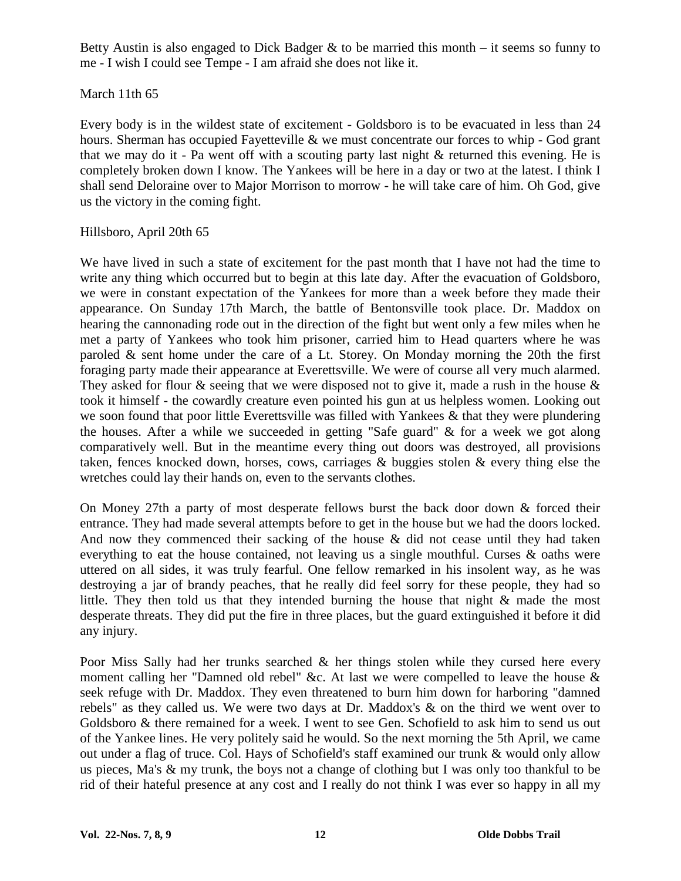Betty Austin is also engaged to Dick Badger & to be married this month – it seems so funny to me - I wish I could see Tempe - I am afraid she does not like it.

March 11th 65

Every body is in the wildest state of excitement - Goldsboro is to be evacuated in less than 24 hours. Sherman has occupied Fayetteville & we must concentrate our forces to whip - God grant that we may do it - Pa went off with a scouting party last night & returned this evening. He is completely broken down I know. The Yankees will be here in a day or two at the latest. I think I shall send Deloraine over to Major Morrison to morrow - he will take care of him. Oh God, give us the victory in the coming fight.

Hillsboro, April 20th 65

We have lived in such a state of excitement for the past month that I have not had the time to write any thing which occurred but to begin at this late day. After the evacuation of Goldsboro, we were in constant expectation of the Yankees for more than a week before they made their appearance. On Sunday 17th March, the battle of Bentonsville took place. Dr. Maddox on hearing the cannonading rode out in the direction of the fight but went only a few miles when he met a party of Yankees who took him prisoner, carried him to Head quarters where he was paroled & sent home under the care of a Lt. Storey. On Monday morning the 20th the first foraging party made their appearance at Everettsville. We were of course all very much alarmed. They asked for flour & seeing that we were disposed not to give it, made a rush in the house & took it himself - the cowardly creature even pointed his gun at us helpless women. Looking out we soon found that poor little Everettsville was filled with Yankees & that they were plundering the houses. After a while we succeeded in getting "Safe guard" & for a week we got along comparatively well. But in the meantime every thing out doors was destroyed, all provisions taken, fences knocked down, horses, cows, carriages & buggies stolen & every thing else the wretches could lay their hands on, even to the servants clothes.

On Money 27th a party of most desperate fellows burst the back door down & forced their entrance. They had made several attempts before to get in the house but we had the doors locked. And now they commenced their sacking of the house & did not cease until they had taken everything to eat the house contained, not leaving us a single mouthful. Curses & oaths were uttered on all sides, it was truly fearful. One fellow remarked in his insolent way, as he was destroying a jar of brandy peaches, that he really did feel sorry for these people, they had so little. They then told us that they intended burning the house that night & made the most desperate threats. They did put the fire in three places, but the guard extinguished it before it did any injury.

Poor Miss Sally had her trunks searched & her things stolen while they cursed here every moment calling her "Damned old rebel" &c. At last we were compelled to leave the house & seek refuge with Dr. Maddox. They even threatened to burn him down for harboring "damned rebels" as they called us. We were two days at Dr. Maddox's & on the third we went over to Goldsboro & there remained for a week. I went to see Gen. Schofield to ask him to send us out of the Yankee lines. He very politely said he would. So the next morning the 5th April, we came out under a flag of truce. Col. Hays of Schofield's staff examined our trunk & would only allow us pieces, Ma's & my trunk, the boys not a change of clothing but I was only too thankful to be rid of their hateful presence at any cost and I really do not think I was ever so happy in all my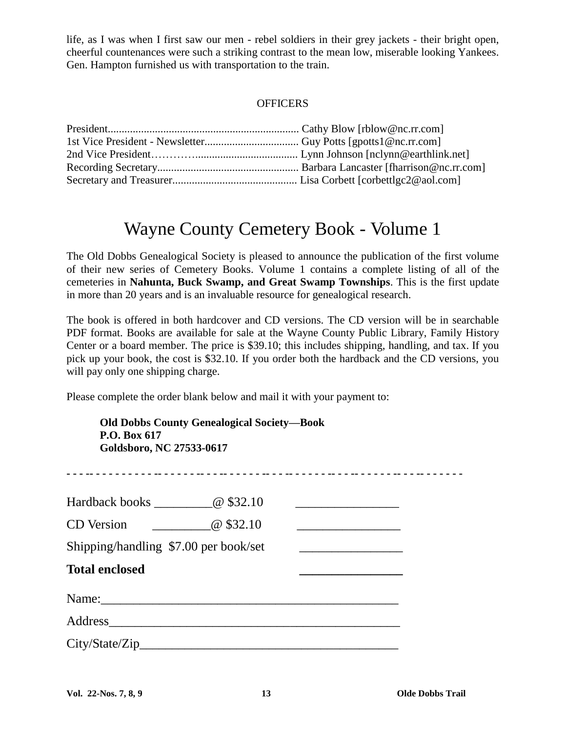life, as I was when I first saw our men - rebel soldiers in their grey jackets - their bright open, cheerful countenances were such a striking contrast to the mean low, miserable looking Yankees. Gen. Hampton furnished us with transportation to the train.

OFFICERS

President.................................................................... Cathy Blow [rblow@nc.rr.com]
1st Vice President - Newsletter.................................. Guy Potts [gpotts1@nc.rr.com]
2nd Vice President………….................................... Lynn Johnson [nclynn@earthlink.net]
Recording Secretary.................................................... Barbara Lancaster [fharrison@nc.rr.com]
Secretary and Treasurer............................................. Lisa Corbett [corbettlgc2@aol.com]

# Wayne County Cemetery Book - Volume 1

The Old Dobbs Genealogical Society is pleased to announce the publication of the first volume of their new series of Cemetery Books. Volume 1 contains a complete listing of all of the cemeteries in **Nahunta, Buck Swamp, and Great Swamp Townships**. This is the first update in more than 20 years and is an invaluable resource for genealogical research.

The book is offered in both hardcover and CD versions. The CD version will be in searchable PDF format. Books are available for sale at the Wayne County Public Library, Family History Center or a board member. The price is $39.10; this includes shipping, handling, and tax. If you pick up your book, the cost is $32.10. If you order both the hardback and the CD versions, you will pay only one shipping charge.

Please complete the order blank below and mail it with your payment to:

**Old Dobbs County Genealogical Society—Book**
**P.O. Box 617**
**Goldsboro, NC 27533-0617**

- - - - - - - - - - - - - - - - - - - - - - - - - - - - - - - - - - - - - - - - - - - - - - - - - - - - - - - - - - - - - - -

Hardback books _________@ $32.10 ________________

CD Version _________@ $32.10 ________________

Shipping/handling $7.00 per book/set ________________

**Total enclosed** ________________

Name:_______________________________________________

Address_______________________________________________

City/State/Zip__________________________________________